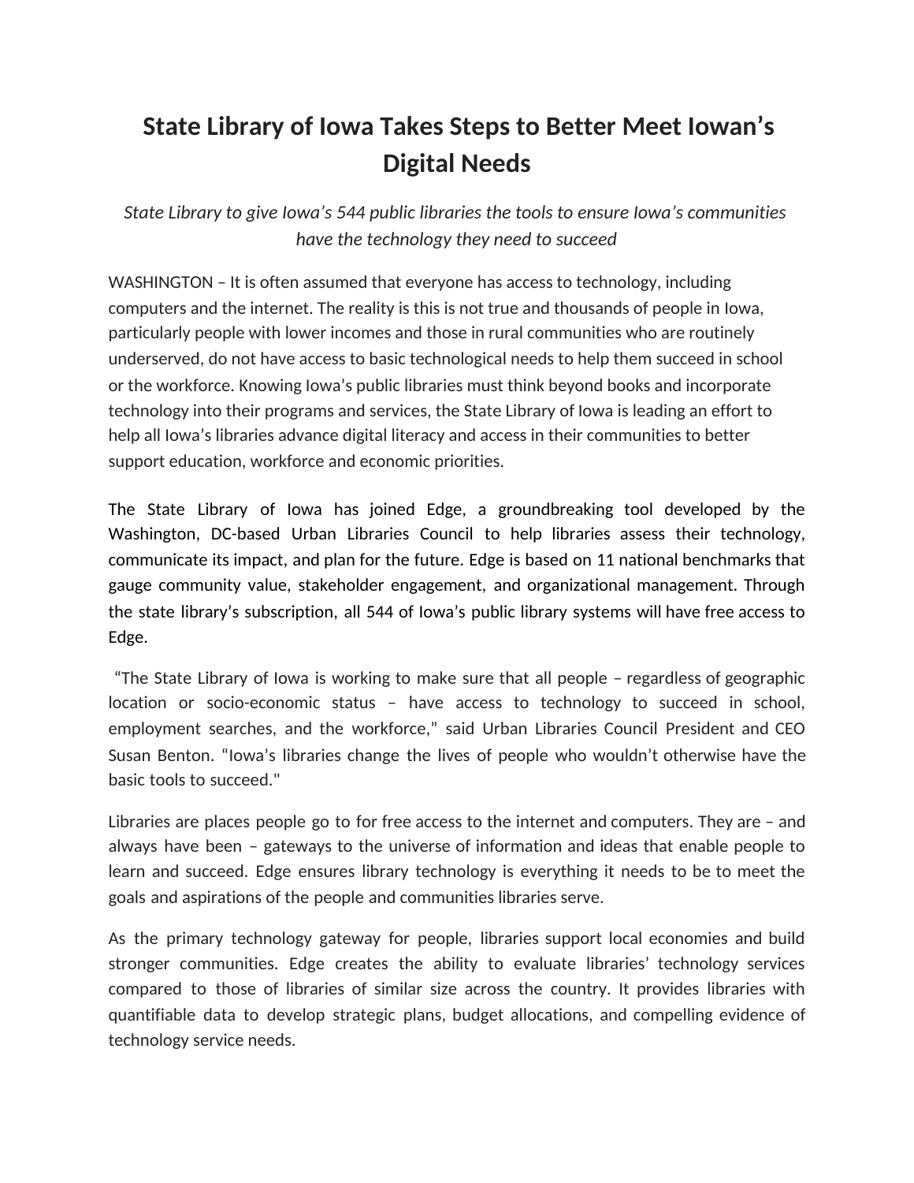# State Library of Iowa Takes Steps to Better Meet Iowan's Digital Needs

*State Library to give Iowa's 544 public libraries the tools to ensure Iowa's communities have the technology they need to succeed*

WASHINGTON – It is often assumed that everyone has access to technology, including computers and the internet. The reality is this is not true and thousands of people in Iowa, particularly people with lower incomes and those in rural communities who are routinely underserved, do not have access to basic technological needs to help them succeed in school or the workforce. Knowing Iowa's public libraries must think beyond books and incorporate technology into their programs and services, the State Library of Iowa is leading an effort to help all Iowa's libraries advance digital literacy and access in their communities to better support education, workforce and economic priorities.

The State Library of Iowa has joined Edge, a groundbreaking tool developed by the Washington, DC-based Urban Libraries Council to help libraries assess their technology, communicate its impact, and plan for the future. Edge is based on 11 national benchmarks that gauge community value, stakeholder engagement, and organizational management. Through the state library's subscription, all 544 of Iowa's public library systems will have free access to Edge.

"The State Library of Iowa is working to make sure that all people – regardless of geographic location or socio-economic status – have access to technology to succeed in school, employment searches, and the workforce," said Urban Libraries Council President and CEO Susan Benton. "Iowa's libraries change the lives of people who wouldn't otherwise have the basic tools to succeed."

Libraries are places people go to for free access to the internet and computers. They are – and always have been – gateways to the universe of information and ideas that enable people to learn and succeed. Edge ensures library technology is everything it needs to be to meet the goals and aspirations of the people and communities libraries serve.

As the primary technology gateway for people, libraries support local economies and build stronger communities. Edge creates the ability to evaluate libraries' technology services compared to those of libraries of similar size across the country. It provides libraries with quantifiable data to develop strategic plans, budget allocations, and compelling evidence of technology service needs.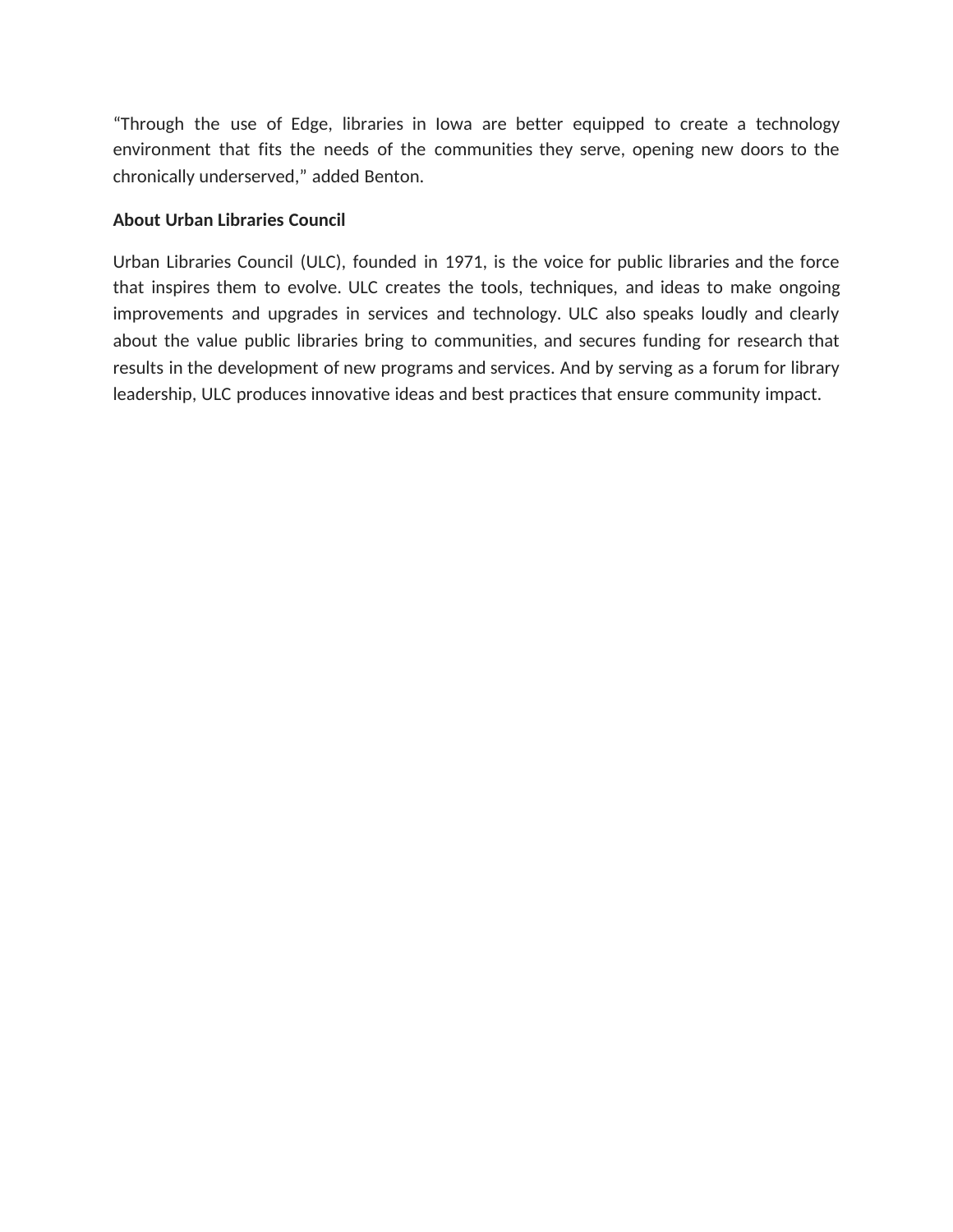"Through the use of Edge, libraries in Iowa are better equipped to create a technology environment that fits the needs of the communities they serve, opening new doors to the chronically underserved," added Benton.

**About Urban Libraries Council**

Urban Libraries Council (ULC), founded in 1971, is the voice for public libraries and the force that inspires them to evolve. ULC creates the tools, techniques, and ideas to make ongoing improvements and upgrades in services and technology. ULC also speaks loudly and clearly about the value public libraries bring to communities, and secures funding for research that results in the development of new programs and services. And by serving as a forum for library leadership, ULC produces innovative ideas and best practices that ensure community impact.